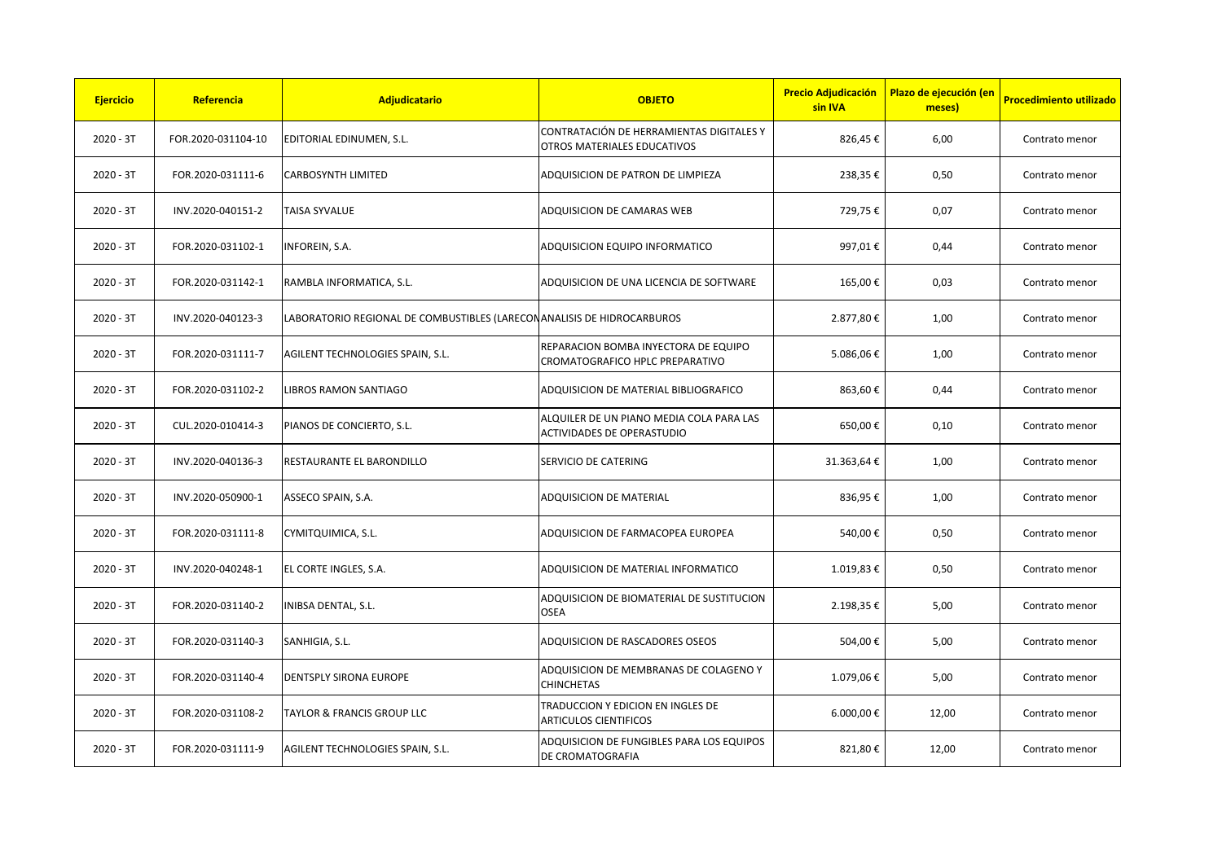| Ejercicio | Referencia | Adjudicatario | OBJETO | Precio Adjudicación sin IVA | Plazo de ejecución (en meses) | Procedimiento utilizado |
|---|---|---|---|---|---|---|
| 2020 - 3T | FOR.2020-031104-10 | EDITORIAL EDINUMEN, S.L. | CONTRATACIÓN DE HERRAMIENTAS DIGITALES Y OTROS MATERIALES EDUCATIVOS | 826,45 € | 6,00 | Contrato menor |
| 2020 - 3T | FOR.2020-031111-6 | CARBOSYNTH LIMITED | ADQUISICION DE PATRON DE LIMPIEZA | 238,35 € | 0,50 | Contrato menor |
| 2020 - 3T | INV.2020-040151-2 | TAISA SYVALUE | ADQUISICION DE CAMARAS WEB | 729,75 € | 0,07 | Contrato menor |
| 2020 - 3T | FOR.2020-031102-1 | INFOREIN, S.A. | ADQUISICION EQUIPO INFORMATICO | 997,01 € | 0,44 | Contrato menor |
| 2020 - 3T | FOR.2020-031142-1 | RAMBLA INFORMATICA, S.L. | ADQUISICION DE UNA LICENCIA DE SOFTWARE | 165,00 € | 0,03 | Contrato menor |
| 2020 - 3T | INV.2020-040123-3 | LABORATORIO REGIONAL DE COMBUSTIBLES (LARECON | ANALISIS DE HIDROCARBUROS | 2.877,80 € | 1,00 | Contrato menor |
| 2020 - 3T | FOR.2020-031111-7 | AGILENT TECHNOLOGIES SPAIN, S.L. | REPARACION BOMBA INYECTORA DE EQUIPO CROMATOGRAFICO HPLC PREPARATIVO | 5.086,06 € | 1,00 | Contrato menor |
| 2020 - 3T | FOR.2020-031102-2 | LIBROS RAMON SANTIAGO | ADQUISICION DE MATERIAL BIBLIOGRAFICO | 863,60 € | 0,44 | Contrato menor |
| 2020 - 3T | CUL.2020-010414-3 | PIANOS DE CONCIERTO, S.L. | ALQUILER DE UN PIANO MEDIA COLA PARA LAS ACTIVIDADES DE OPERASTUDIO | 650,00 € | 0,10 | Contrato menor |
| 2020 - 3T | INV.2020-040136-3 | RESTAURANTE EL BARONDILLO | SERVICIO DE CATERING | 31.363,64 € | 1,00 | Contrato menor |
| 2020 - 3T | INV.2020-050900-1 | ASSECO SPAIN, S.A. | ADQUISICION DE MATERIAL | 836,95 € | 1,00 | Contrato menor |
| 2020 - 3T | FOR.2020-031111-8 | CYMITQUIMICA, S.L. | ADQUISICION DE FARMACOPEA EUROPEA | 540,00 € | 0,50 | Contrato menor |
| 2020 - 3T | INV.2020-040248-1 | EL CORTE INGLES, S.A. | ADQUISICION DE MATERIAL INFORMATICO | 1.019,83 € | 0,50 | Contrato menor |
| 2020 - 3T | FOR.2020-031140-2 | INIBSA DENTAL, S.L. | ADQUISICION DE BIOMATERIAL DE SUSTITUCION OSEA | 2.198,35 € | 5,00 | Contrato menor |
| 2020 - 3T | FOR.2020-031140-3 | SANHIGIA, S.L. | ADQUISICION DE RASCADORES OSEOS | 504,00 € | 5,00 | Contrato menor |
| 2020 - 3T | FOR.2020-031140-4 | DENTSPLY SIRONA EUROPE | ADQUISICION DE MEMBRANAS DE COLAGENO Y CHINCHETAS | 1.079,06 € | 5,00 | Contrato menor |
| 2020 - 3T | FOR.2020-031108-2 | TAYLOR & FRANCIS GROUP LLC | TRADUCCION Y EDICION EN INGLES DE ARTICULOS CIENTIFICOS | 6.000,00 € | 12,00 | Contrato menor |
| 2020 - 3T | FOR.2020-031111-9 | AGILENT TECHNOLOGIES SPAIN, S.L. | ADQUISICION DE FUNGIBLES PARA LOS EQUIPOS DE CROMATOGRAFIA | 821,80 € | 12,00 | Contrato menor |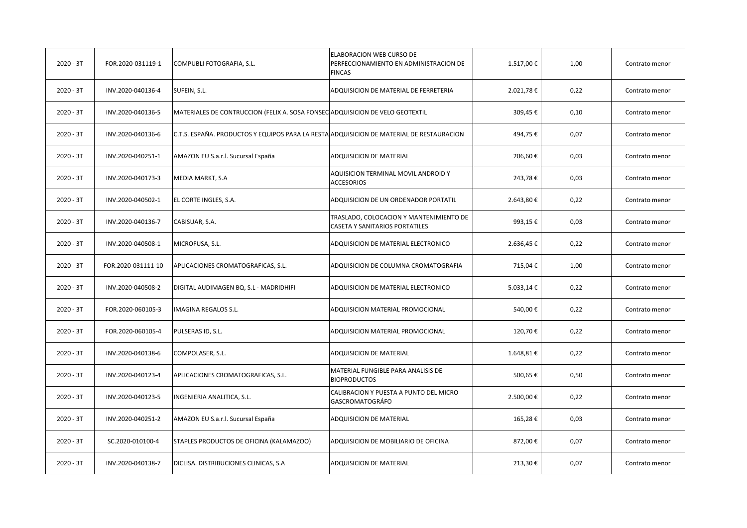| | | | | | | |
|---|---|---|---|---|---|---|
| 2020 - 3T | FOR.2020-031119-1 | COMPUBLI FOTOGRAFIA, S.L. | ELABORACION WEB CURSO DE PERFECCIONAMIENTO EN ADMINISTRACION DE FINCAS | 1.517,00 € | 1,00 | Contrato menor |
| 2020 - 3T | INV.2020-040136-4 | SUFEIN, S.L. | ADQUISICION DE MATERIAL DE FERRETERIA | 2.021,78 € | 0,22 | Contrato menor |
| 2020 - 3T | INV.2020-040136-5 | MATERIALES DE CONTRUCCION (FELIX A. SOSA FONSEC | ADQUISICION DE VELO GEOTEXTIL | 309,45 € | 0,10 | Contrato menor |
| 2020 - 3T | INV.2020-040136-6 | C.T.S. ESPAÑA. PRODUCTOS Y EQUIPOS PARA LA RESTA | ADQUISICION DE MATERIAL DE RESTAURACION | 494,75 € | 0,07 | Contrato menor |
| 2020 - 3T | INV.2020-040251-1 | AMAZON EU S.a.r.l. Sucursal España | ADQUISICION DE MATERIAL | 206,60 € | 0,03 | Contrato menor |
| 2020 - 3T | INV.2020-040173-3 | MEDIA MARKT, S.A | AQUISICION TERMINAL MOVIL ANDROID Y ACCESORIOS | 243,78 € | 0,03 | Contrato menor |
| 2020 - 3T | INV.2020-040502-1 | EL CORTE INGLES, S.A. | ADQUISICION DE UN ORDENADOR PORTATIL | 2.643,80 € | 0,22 | Contrato menor |
| 2020 - 3T | INV.2020-040136-7 | CABISUAR, S.A. | TRASLADO, COLOCACION Y MANTENIMIENTO DE CASETA Y SANITARIOS PORTATILES | 993,15 € | 0,03 | Contrato menor |
| 2020 - 3T | INV.2020-040508-1 | MICROFUSA, S.L. | ADQUISICION DE MATERIAL ELECTRONICO | 2.636,45 € | 0,22 | Contrato menor |
| 2020 - 3T | FOR.2020-031111-10 | APLICACIONES CROMATOGRAFICAS, S.L. | ADQUISICION DE COLUMNA CROMATOGRAFIA | 715,04 € | 1,00 | Contrato menor |
| 2020 - 3T | INV.2020-040508-2 | DIGITAL AUDIMAGEN BQ, S.L - MADRIDHIFI | ADQUISICION DE MATERIAL ELECTRONICO | 5.033,14 € | 0,22 | Contrato menor |
| 2020 - 3T | FOR.2020-060105-3 | IMAGINA REGALOS S.L. | ADQUISICION MATERIAL PROMOCIONAL | 540,00 € | 0,22 | Contrato menor |
| 2020 - 3T | FOR.2020-060105-4 | PULSERAS ID, S.L. | ADQUISICION MATERIAL PROMOCIONAL | 120,70 € | 0,22 | Contrato menor |
| 2020 - 3T | INV.2020-040138-6 | COMPOLASER, S.L. | ADQUISICION DE MATERIAL | 1.648,81 € | 0,22 | Contrato menor |
| 2020 - 3T | INV.2020-040123-4 | APLICACIONES CROMATOGRAFICAS, S.L. | MATERIAL FUNGIBLE PARA ANALISIS DE BIOPRODUCTOS | 500,65 € | 0,50 | Contrato menor |
| 2020 - 3T | INV.2020-040123-5 | INGENIERIA ANALITICA, S.L. | CALIBRACION Y PUESTA A PUNTO DEL MICRO GASCROMATOGRÁFO | 2.500,00 € | 0,22 | Contrato menor |
| 2020 - 3T | INV.2020-040251-2 | AMAZON EU S.a.r.l. Sucursal España | ADQUISICION DE MATERIAL | 165,28 € | 0,03 | Contrato menor |
| 2020 - 3T | SC.2020-010100-4 | STAPLES PRODUCTOS DE OFICINA (KALAMAZOO) | ADQUISICION DE MOBILIARIO DE OFICINA | 872,00 € | 0,07 | Contrato menor |
| 2020 - 3T | INV.2020-040138-7 | DICLISA. DISTRIBUCIONES CLINICAS, S.A | ADQUISICION DE MATERIAL | 213,30 € | 0,07 | Contrato menor |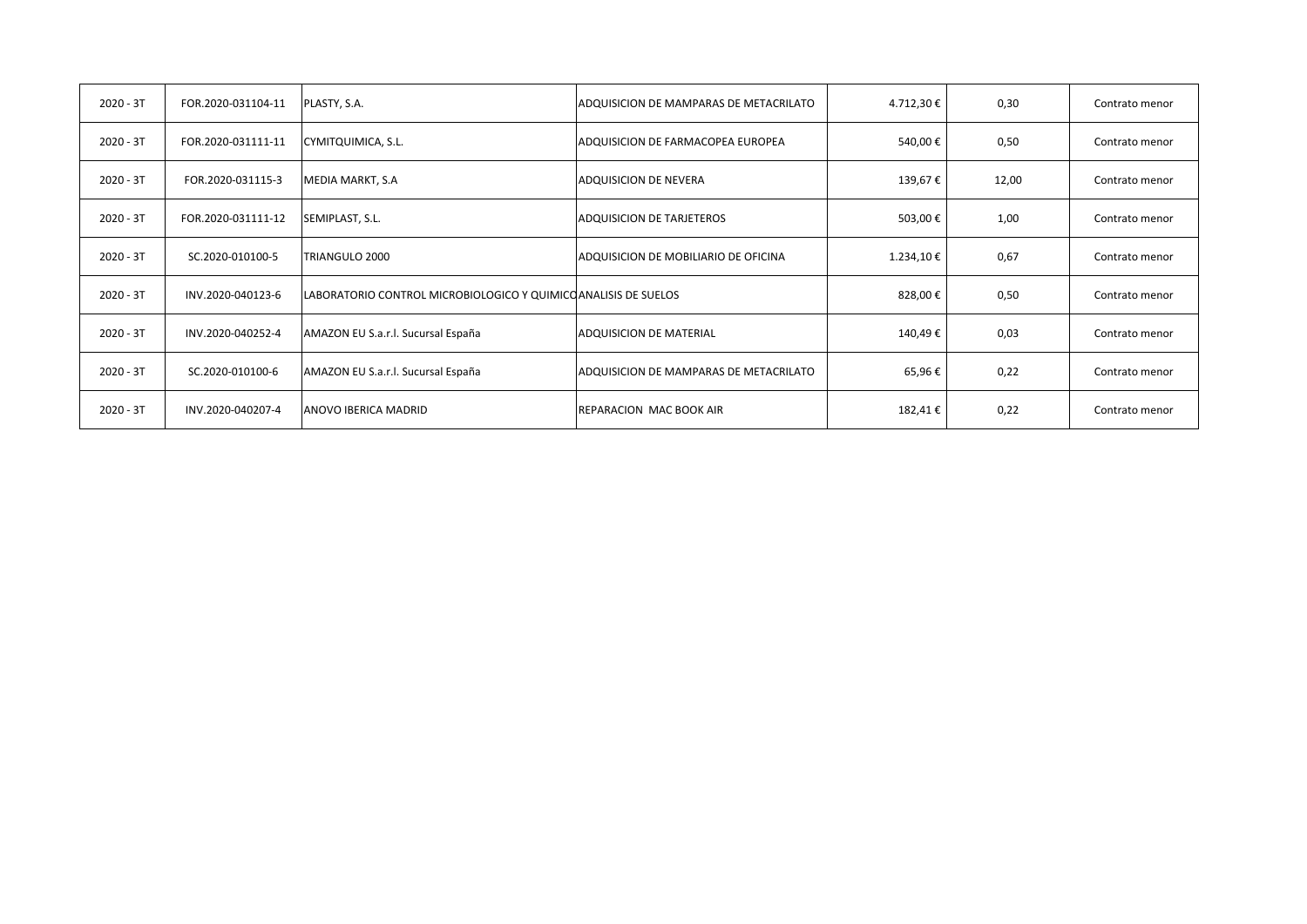| | | | | | | |
|---|---|---|---|---|---|---|
| 2020 - 3T | FOR.2020-031104-11 | PLASTY, S.A. | ADQUISICION DE MAMPARAS DE METACRILATO | 4.712,30 € | 0,30 | Contrato menor |
| 2020 - 3T | FOR.2020-031111-11 | CYMITQUIMICA, S.L. | ADQUISICION DE FARMACOPEA EUROPEA | 540,00 € | 0,50 | Contrato menor |
| 2020 - 3T | FOR.2020-031115-3 | MEDIA MARKT, S.A | ADQUISICION DE NEVERA | 139,67 € | 12,00 | Contrato menor |
| 2020 - 3T | FOR.2020-031111-12 | SEMIPLAST, S.L. | ADQUISICION DE TARJETEROS | 503,00 € | 1,00 | Contrato menor |
| 2020 - 3T | SC.2020-010100-5 | TRIANGULO 2000 | ADQUISICION DE MOBILIARIO DE OFICINA | 1.234,10 € | 0,67 | Contrato menor |
| 2020 - 3T | INV.2020-040123-6 | LABORATORIO CONTROL MICROBIOLOGICO Y QUIMICO | ANALISIS DE SUELOS | 828,00 € | 0,50 | Contrato menor |
| 2020 - 3T | INV.2020-040252-4 | AMAZON EU S.a.r.l. Sucursal España | ADQUISICION DE MATERIAL | 140,49 € | 0,03 | Contrato menor |
| 2020 - 3T | SC.2020-010100-6 | AMAZON EU S.a.r.l. Sucursal España | ADQUISICION DE MAMPARAS DE METACRILATO | 65,96 € | 0,22 | Contrato menor |
| 2020 - 3T | INV.2020-040207-4 | ANOVO IBERICA MADRID | REPARACION MAC BOOK AIR | 182,41 € | 0,22 | Contrato menor |